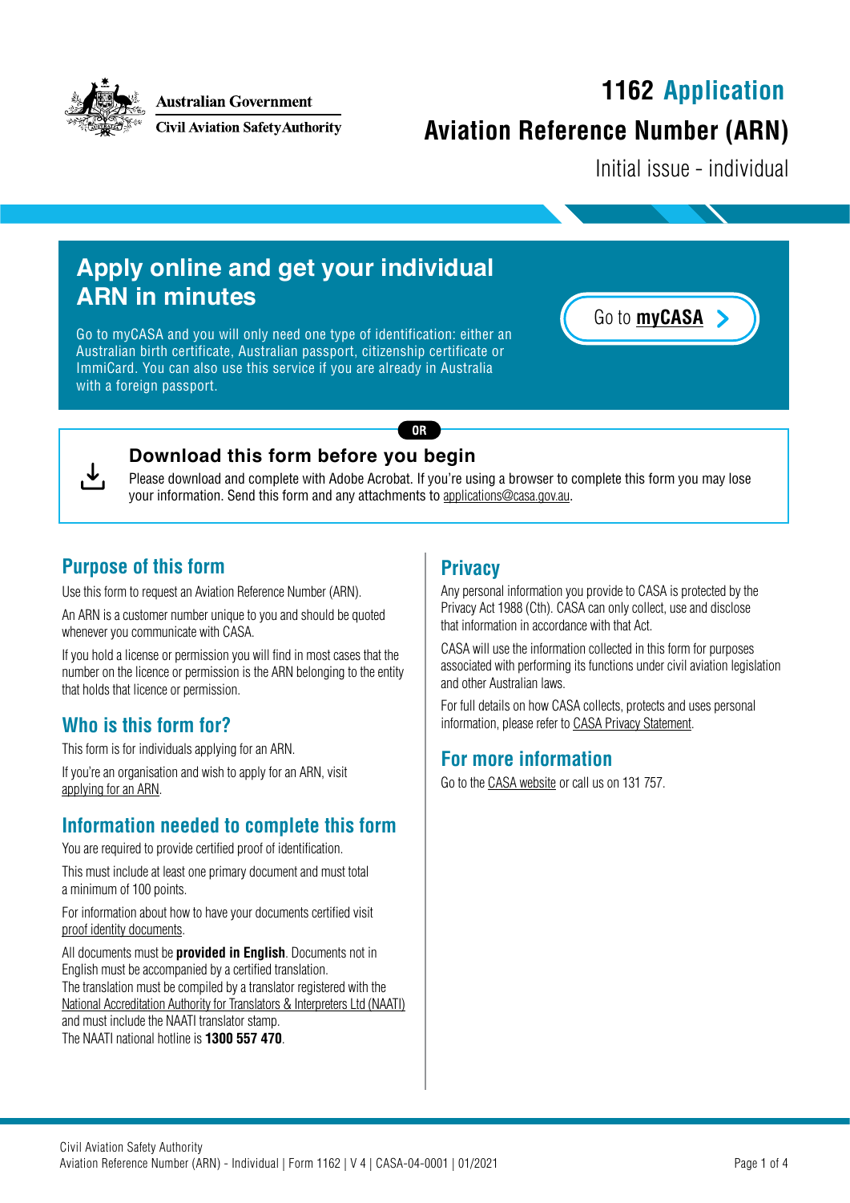Australian Government
Civil Aviation Safety Authority

# 1162 Application

# Aviation Reference Number (ARN)

Initial issue - individual

## Apply online and get your individual ARN in minutes

Go to myCASA and you will only need one type of identification: either an Australian birth certificate, Australian passport, citizenship certificate or ImmiCard. You can also use this service if you are already in Australia with a foreign passport.

Go to **myCASA**

OR

## Download this form before you begin

Please download and complete with Adobe Acrobat. If you're using a browser to complete this form you may lose your information. Send this form and any attachments to applications@casa.gov.au.

## Purpose of this form

Use this form to request an Aviation Reference Number (ARN).

An ARN is a customer number unique to you and should be quoted whenever you communicate with CASA.

If you hold a license or permission you will find in most cases that the number on the licence or permission is the ARN belonging to the entity that holds that licence or permission.

## Who is this form for?

This form is for individuals applying for an ARN.

If you're an organisation and wish to apply for an ARN, visit applying for an ARN.

## Information needed to complete this form

You are required to provide certified proof of identification.

This must include at least one primary document and must total a minimum of 100 points.

For information about how to have your documents certified visit proof identity documents.

All documents must be **provided in English**. Documents not in English must be accompanied by a certified translation.
The translation must be compiled by a translator registered with the National Accreditation Authority for Translators & Interpreters Ltd (NAATI) and must include the NAATI translator stamp.
The NAATI national hotline is **1300 557 470**.

## Privacy

Any personal information you provide to CASA is protected by the Privacy Act 1988 (Cth). CASA can only collect, use and disclose that information in accordance with that Act.

CASA will use the information collected in this form for purposes associated with performing its functions under civil aviation legislation and other Australian laws.

For full details on how CASA collects, protects and uses personal information, please refer to CASA Privacy Statement.

## For more information

Go to the CASA website or call us on 131 757.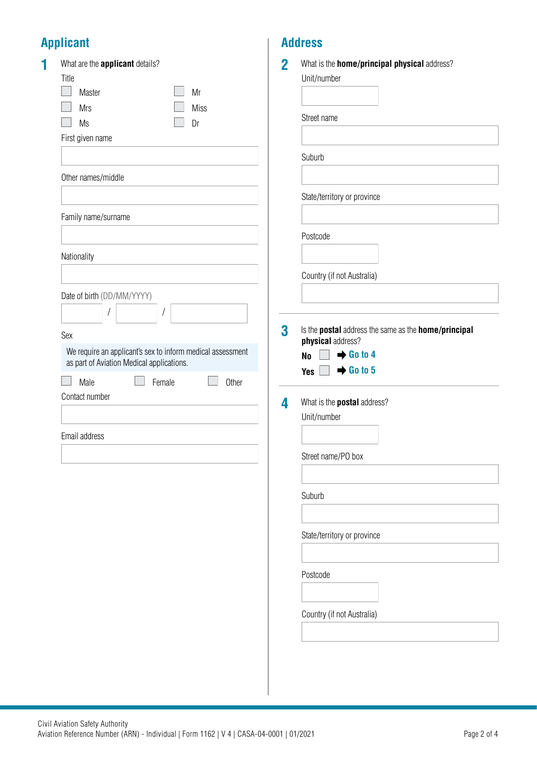## Applicant

**1** What are the **applicant** details?

Title

- ☐ Master
- ☐ Mr
- ☐ Mrs
- ☐ Miss
- ☐ Ms
- ☐ Dr

First given name

Other names/middle

Family name/surname

Nationality

Date of birth (DD/MM/YYYY)

/ /

Sex

We require an applicant's sex to inform medical assessment as part of Aviation Medical applications.

- ☐ Male
- ☐ Female
- ☐ Other

Contact number

Email address

## Address

**2** What is the **home/principal physical** address?

Unit/number

Street name

Suburb

State/territory or province

Postcode

Country (if not Australia)

**3** Is the **postal** address the same as the **home/principal physical** address?

**No** ☐ ➡ **Go to 4**

**Yes** ☐ ➡ **Go to 5**

**4** What is the **postal** address?

Unit/number

Street name/PO box

Suburb

State/territory or province

Postcode

Country (if not Australia)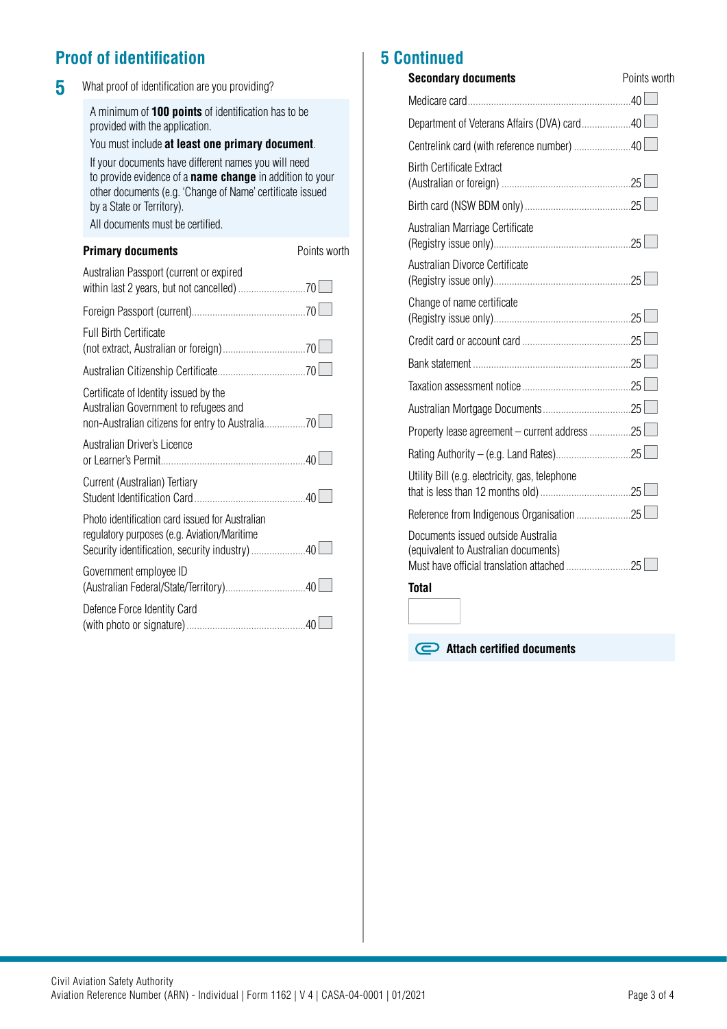## Proof of identification

**5** What proof of identification are you providing?

A minimum of **100 points** of identification has to be provided with the application.

You must include **at least one primary document**.

If your documents have different names you will need to provide evidence of a **name change** in addition to your other documents (e.g. 'Change of Name' certificate issued by a State or Territory).

All documents must be certified.

| Primary documents | Points worth |
|---|---|
| Australian Passport (current or expired within last 2 years, but not cancelled) | 70 ☐ |
| Foreign Passport (current) | 70 ☐ |
| Full Birth Certificate (not extract, Australian or foreign) | 70 ☐ |
| Australian Citizenship Certificate | 70 ☐ |
| Certificate of Identity issued by the Australian Government to refugees and non-Australian citizens for entry to Australia | 70 ☐ |
| Australian Driver's Licence or Learner's Permit | 40 ☐ |
| Current (Australian) Tertiary Student Identification Card | 40 ☐ |
| Photo identification card issued for Australian regulatory purposes (e.g. Aviation/Maritime Security identification, security industry) | 40 ☐ |
| Government employee ID (Australian Federal/State/Territory) | 40 ☐ |
| Defence Force Identity Card (with photo or signature) | 40 ☐ |

## 5 Continued

| Secondary documents | Points worth |
|---|---|
| Medicare card | 40 ☐ |
| Department of Veterans Affairs (DVA) card | 40 ☐ |
| Centrelink card (with reference number) | 40 ☐ |
| Birth Certificate Extract (Australian or foreign) | 25 ☐ |
| Birth card (NSW BDM only) | 25 ☐ |
| Australian Marriage Certificate (Registry issue only) | 25 ☐ |
| Australian Divorce Certificate (Registry issue only) | 25 ☐ |
| Change of name certificate (Registry issue only) | 25 ☐ |
| Credit card or account card | 25 ☐ |
| Bank statement | 25 ☐ |
| Taxation assessment notice | 25 ☐ |
| Australian Mortgage Documents | 25 ☐ |
| Property lease agreement – current address | 25 ☐ |
| Rating Authority – (e.g. Land Rates) | 25 ☐ |
| Utility Bill (e.g. electricity, gas, telephone that is less than 12 months old) | 25 ☐ |
| Reference from Indigenous Organisation | 25 ☐ |
| Documents issued outside Australia (equivalent to Australian documents) Must have official translation attached | 25 ☐ |

**Total**

☐

**Attach certified documents**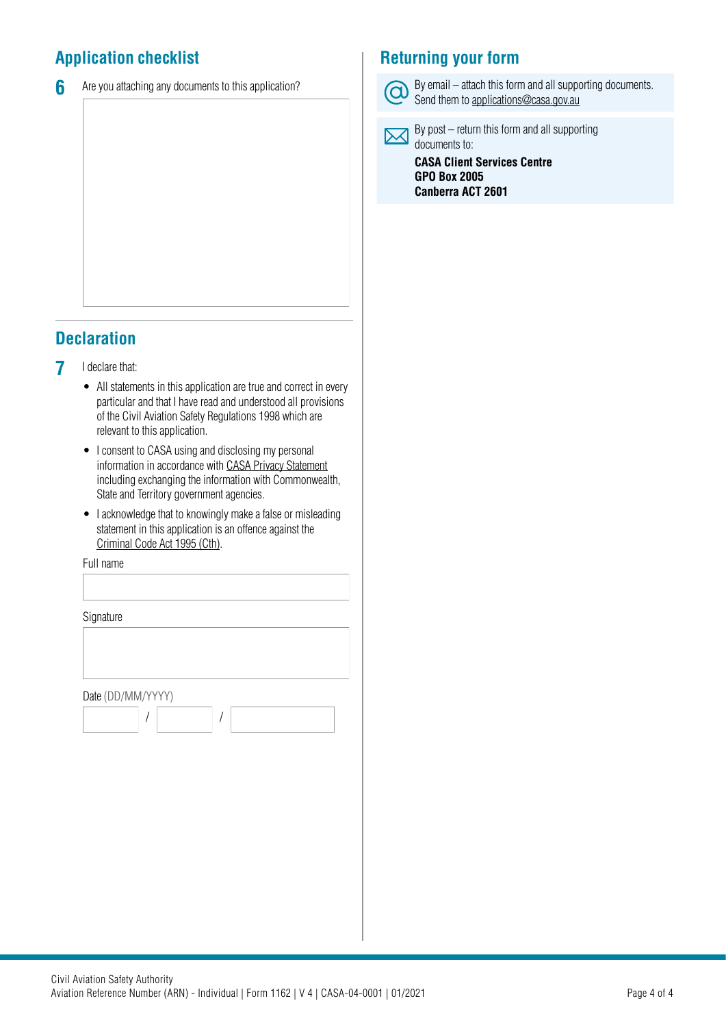## Application checklist

**6** Are you attaching any documents to this application?

## Declaration

**7** I declare that:

- All statements in this application are true and correct in every particular and that I have read and understood all provisions of the Civil Aviation Safety Regulations 1998 which are relevant to this application.
- I consent to CASA using and disclosing my personal information in accordance with CASA Privacy Statement including exchanging the information with Commonwealth, State and Territory government agencies.
- I acknowledge that to knowingly make a false or misleading statement in this application is an offence against the Criminal Code Act 1995 (Cth).

Full name

Signature

Date (DD/MM/YYYY)

/ /

## Returning your form

By email – attach this form and all supporting documents. Send them to applications@casa.gov.au

By post – return this form and all supporting documents to:

**CASA Client Services Centre**
**GPO Box 2005**
**Canberra ACT 2601**